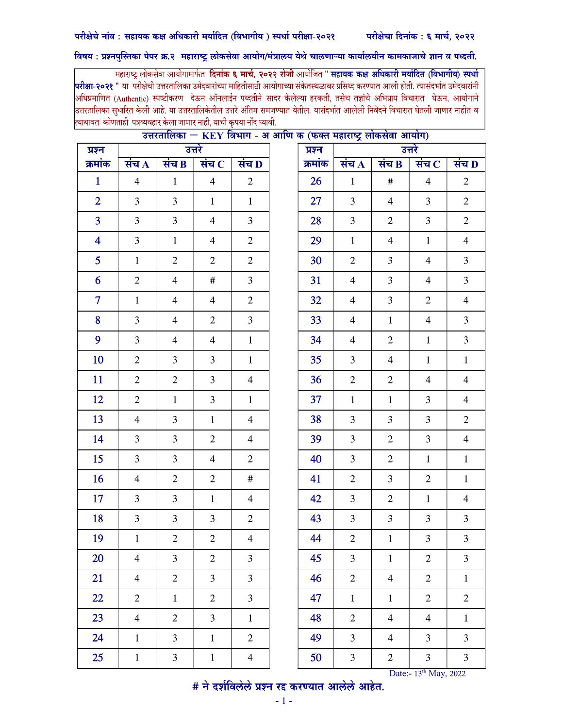**परीक्षेचे नांव : सहायक कक्ष अधिकारी मर्यादित (विभागीय ) स्पर्धा परीक्षा-२०२१** **परीक्षेचा दिनांक : ६ मार्च, २०२२**

**विषय : प्रश्नपुस्तिका पेपर क्र.२ महाराष्ट्र लोकसेवा आयोग/मंत्रालय येथे चालणाऱ्या कार्यालयीन कामकाजाचे ज्ञान व पध्दती.**

महाराष्ट्र लोकसेवा आयोगामार्फत **दिनांक ६ मार्च, २०२२ रोजी** आयोजित **" सहायक कक्ष अधिकारी मर्यादित (विभागीय) स्पर्धा परीक्षा-२०२१ "** या परीक्षेची उत्तरतालिका उमेदवारांच्या माहितीसाठी आयोगाच्या संकेतस्थळावर प्रसिध्द करण्यात आली होती. त्यासंदर्भात उमेदवारांनी अधिप्रमाणित (Authentic) स्पष्टीकरण देऊन ऑनलाईन पध्दतीने सादर केलेल्या हरकती, तसेच तज्ञांचे अभिप्राय विचारात घेऊन, आयोगाने उत्तरतालिका सुधारित केली आहे. या उत्तरतालिकेतील उत्तरे अंतिम समजण्यात येतील. यासंदर्भात आलेली निवेदने विचारात घेतली जाणार नाहीत व त्याबाबत कोणताही पत्रव्यवहार केला जाणार नाही, याची कृपया नोंद घ्यावी.

**उत्तरतालिका — KEY विभाग - अ आणि क (फक्त महाराष्ट्र लोकसेवा आयोग)**

| प्रश्न क्रमांक | उत्तरे | | | |
|---|---|---|---|---|
| | संच A | संच B | संच C | संच D |
| 1 | 4 | 1 | 4 | 2 |
| 2 | 3 | 3 | 1 | 1 |
| 3 | 3 | 3 | 4 | 3 |
| 4 | 3 | 1 | 4 | 2 |
| 5 | 1 | 2 | 2 | 2 |
| 6 | 2 | 4 | # | 3 |
| 7 | 1 | 4 | 4 | 2 |
| 8 | 3 | 4 | 2 | 3 |
| 9 | 3 | 4 | 4 | 1 |
| 10 | 2 | 3 | 3 | 1 |
| 11 | 2 | 2 | 3 | 4 |
| 12 | 2 | 1 | 3 | 1 |
| 13 | 4 | 3 | 1 | 4 |
| 14 | 3 | 3 | 2 | 4 |
| 15 | 3 | 3 | 4 | 2 |
| 16 | 4 | 2 | 2 | # |
| 17 | 3 | 3 | 1 | 4 |
| 18 | 3 | 3 | 3 | 2 |
| 19 | 1 | 2 | 2 | 4 |
| 20 | 4 | 3 | 2 | 3 |
| 21 | 4 | 2 | 3 | 3 |
| 22 | 2 | 1 | 2 | 3 |
| 23 | 4 | 2 | 3 | 1 |
| 24 | 1 | 3 | 1 | 2 |
| 25 | 1 | 3 | 1 | 4 |
| 26 | 1 | # | 4 | 2 |
| 27 | 3 | 4 | 3 | 2 |
| 28 | 3 | 2 | 3 | 2 |
| 29 | 1 | 4 | 1 | 4 |
| 30 | 2 | 3 | 4 | 3 |
| 31 | 4 | 3 | 4 | 3 |
| 32 | 4 | 3 | 2 | 4 |
| 33 | 4 | 1 | 4 | 3 |
| 34 | 4 | 2 | 1 | 3 |
| 35 | 3 | 4 | 1 | 1 |
| 36 | 2 | 2 | 4 | 4 |
| 37 | 1 | 1 | 3 | 4 |
| 38 | 3 | 3 | 3 | 2 |
| 39 | 3 | 2 | 3 | 4 |
| 40 | 3 | 2 | 1 | 1 |
| 41 | 2 | 3 | 2 | 1 |
| 42 | 3 | 2 | 1 | 4 |
| 43 | 3 | 3 | 3 | 3 |
| 44 | 2 | 1 | 3 | 3 |
| 45 | 3 | 1 | 2 | 3 |
| 46 | 2 | 4 | 2 | 1 |
| 47 | 1 | 1 | 2 | 2 |
| 48 | 2 | 4 | 4 | 1 |
| 49 | 3 | 4 | 3 | 3 |
| 50 | 3 | 2 | 3 | 3 |

Date:- 13th May, 2022

**# ने दर्शविलेले प्रश्न रद्द करण्यात आलेले आहेत.**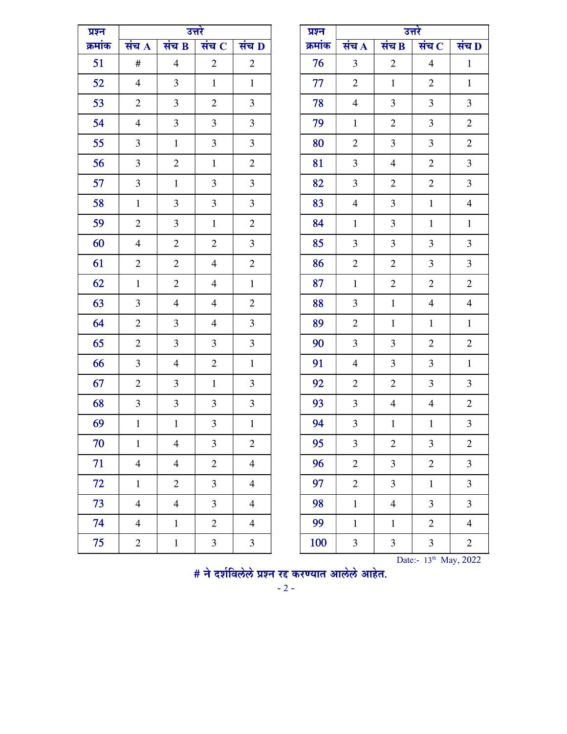| प्रश्न क्रमांक | उत्तरे | | | |
|---|---|---|---|---|
| | संच A | संच B | संच C | संच D |
| 51 | # | 4 | 2 | 2 |
| 52 | 4 | 3 | 1 | 1 |
| 53 | 2 | 3 | 2 | 3 |
| 54 | 4 | 3 | 3 | 3 |
| 55 | 3 | 1 | 3 | 3 |
| 56 | 3 | 2 | 1 | 2 |
| 57 | 3 | 1 | 3 | 3 |
| 58 | 1 | 3 | 3 | 3 |
| 59 | 2 | 3 | 1 | 2 |
| 60 | 4 | 2 | 2 | 3 |
| 61 | 2 | 2 | 4 | 2 |
| 62 | 1 | 2 | 4 | 1 |
| 63 | 3 | 4 | 4 | 2 |
| 64 | 2 | 3 | 4 | 3 |
| 65 | 2 | 3 | 3 | 3 |
| 66 | 3 | 4 | 2 | 1 |
| 67 | 2 | 3 | 1 | 3 |
| 68 | 3 | 3 | 3 | 3 |
| 69 | 1 | 1 | 3 | 1 |
| 70 | 1 | 4 | 3 | 2 |
| 71 | 4 | 4 | 2 | 4 |
| 72 | 1 | 2 | 3 | 4 |
| 73 | 4 | 4 | 3 | 4 |
| 74 | 4 | 1 | 2 | 4 |
| 75 | 2 | 1 | 3 | 3 |

| प्रश्न क्रमांक | उत्तरे | | | |
|---|---|---|---|---|
| | संच A | संच B | संच C | संच D |
| 76 | 3 | 2 | 4 | 1 |
| 77 | 2 | 1 | 2 | 1 |
| 78 | 4 | 3 | 3 | 3 |
| 79 | 1 | 2 | 3 | 2 |
| 80 | 2 | 3 | 3 | 2 |
| 81 | 3 | 4 | 2 | 3 |
| 82 | 3 | 2 | 2 | 3 |
| 83 | 4 | 3 | 1 | 4 |
| 84 | 1 | 3 | 1 | 1 |
| 85 | 3 | 3 | 3 | 3 |
| 86 | 2 | 2 | 3 | 3 |
| 87 | 1 | 2 | 2 | 2 |
| 88 | 3 | 1 | 4 | 4 |
| 89 | 2 | 1 | 1 | 1 |
| 90 | 3 | 3 | 2 | 2 |
| 91 | 4 | 3 | 3 | 1 |
| 92 | 2 | 2 | 3 | 3 |
| 93 | 3 | 4 | 4 | 2 |
| 94 | 3 | 1 | 1 | 3 |
| 95 | 3 | 2 | 3 | 2 |
| 96 | 2 | 3 | 2 | 3 |
| 97 | 2 | 3 | 1 | 3 |
| 98 | 1 | 4 | 3 | 3 |
| 99 | 1 | 1 | 2 | 4 |
| 100 | 3 | 3 | 3 | 2 |

Date:- 13th May, 2022

**# ने दर्शविलेले प्रश्न रद्द करण्यात आलेले आहेत.**